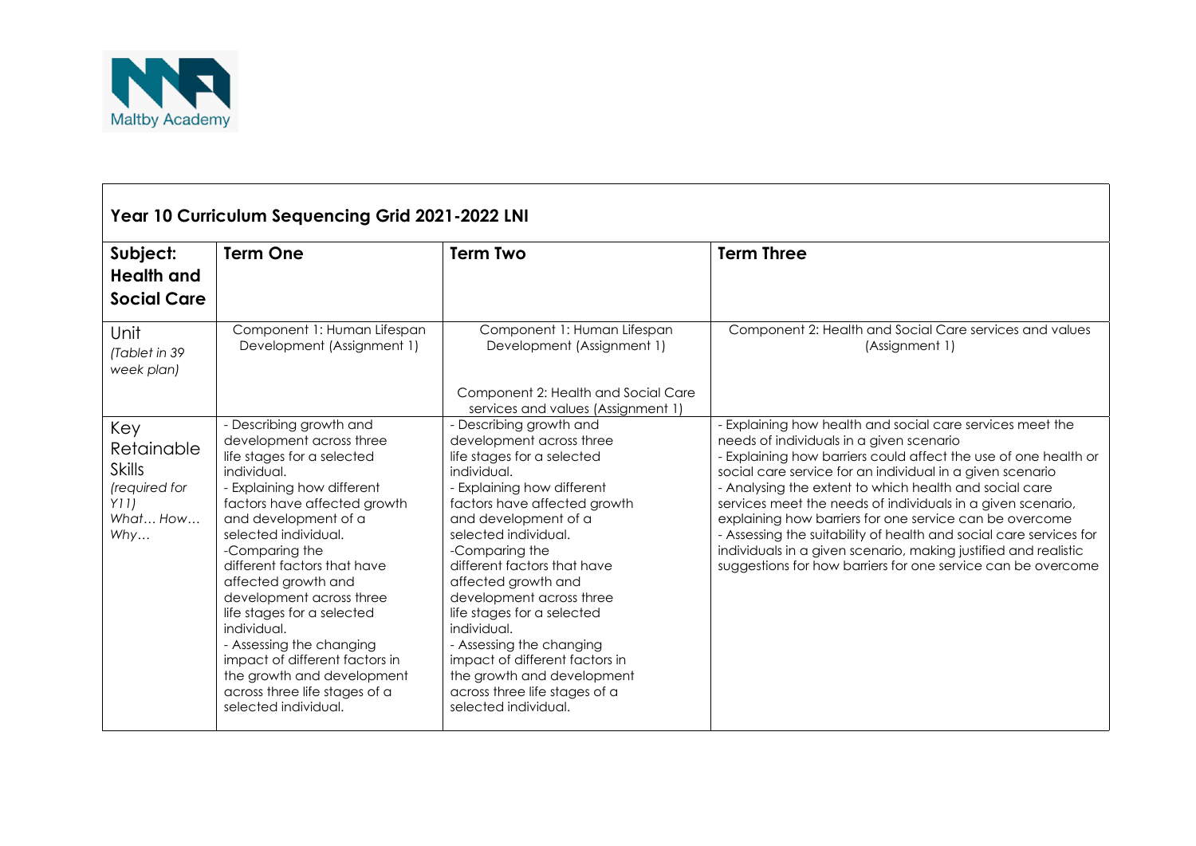## Year 10 Curriculum Sequencing Grid 2021-2022 LNI

| **Subject: Health and Social Care** | **Term One** | **Term Two** | **Term Three** |
|---|---|---|---|
| Unit *(Tablet in 39 week plan)* | Component 1: Human Lifespan Development (Assignment 1) | Component 1: Human Lifespan Development (Assignment 1)<br><br>Component 2: Health and Social Care services and values (Assignment 1) | Component 2: Health and Social Care services and values (Assignment 1) |
| Key Retainable Skills *(required for Y11)* *What… How… Why…* | - Describing growth and development across three life stages for a selected individual.<br>- Explaining how different factors have affected growth and development of a selected individual.<br>-Comparing the different factors that have affected growth and development across three life stages for a selected individual.<br>- Assessing the changing impact of different factors in the growth and development across three life stages of a selected individual. | - Describing growth and development across three life stages for a selected individual.<br>- Explaining how different factors have affected growth and development of a selected individual.<br>-Comparing the different factors that have affected growth and development across three life stages for a selected individual.<br>- Assessing the changing impact of different factors in the growth and development across three life stages of a selected individual. | - Explaining how health and social care services meet the needs of individuals in a given scenario<br>- Explaining how barriers could affect the use of one health or social care service for an individual in a given scenario<br>- Analysing the extent to which health and social care services meet the needs of individuals in a given scenario, explaining how barriers for one service can be overcome<br>- Assessing the suitability of health and social care services for individuals in a given scenario, making justified and realistic suggestions for how barriers for one service can be overcome |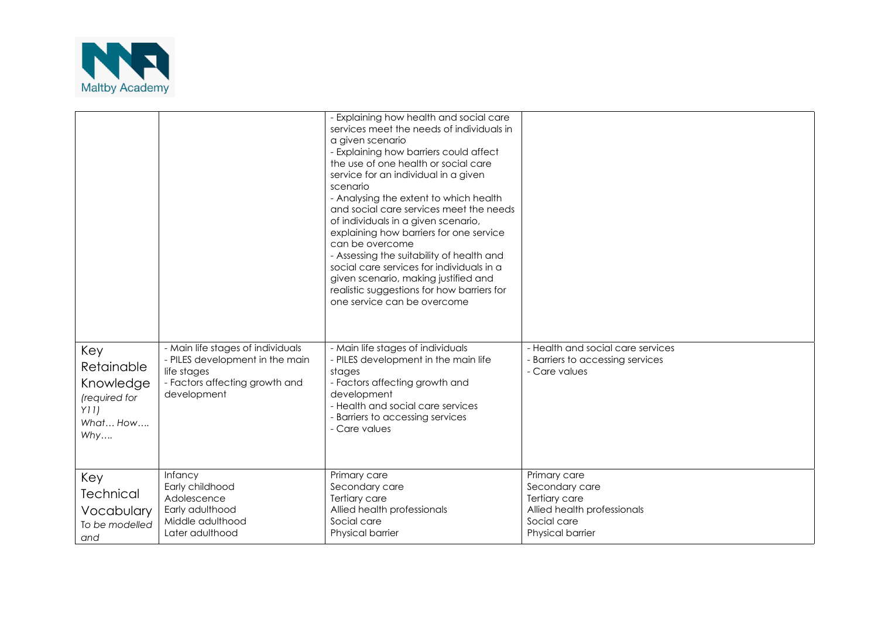| | | | |
|---|---|---|---|
| | | - Explaining how health and social care services meet the needs of individuals in a given scenario<br>- Explaining how barriers could affect the use of one health or social care service for an individual in a given scenario<br>- Analysing the extent to which health and social care services meet the needs of individuals in a given scenario, explaining how barriers for one service can be overcome<br>- Assessing the suitability of health and social care services for individuals in a given scenario, making justified and realistic suggestions for how barriers for one service can be overcome | |
| Key Retainable Knowledge *(required for Y11) What… How…. Why….* | - Main life stages of individuals<br>- PILES development in the main life stages<br>- Factors affecting growth and development | - Main life stages of individuals<br>- PILES development in the main life stages<br>- Factors affecting growth and development<br>- Health and social care services<br>- Barriers to accessing services<br>- Care values | - Health and social care services<br>- Barriers to accessing services<br>- Care values |
| Key Technical Vocabulary *To be modelled and* | Infancy<br>Early childhood<br>Adolescence<br>Early adulthood<br>Middle adulthood<br>Later adulthood | Primary care<br>Secondary care<br>Tertiary care<br>Allied health professionals<br>Social care<br>Physical barrier | Primary care<br>Secondary care<br>Tertiary care<br>Allied health professionals<br>Social care<br>Physical barrier |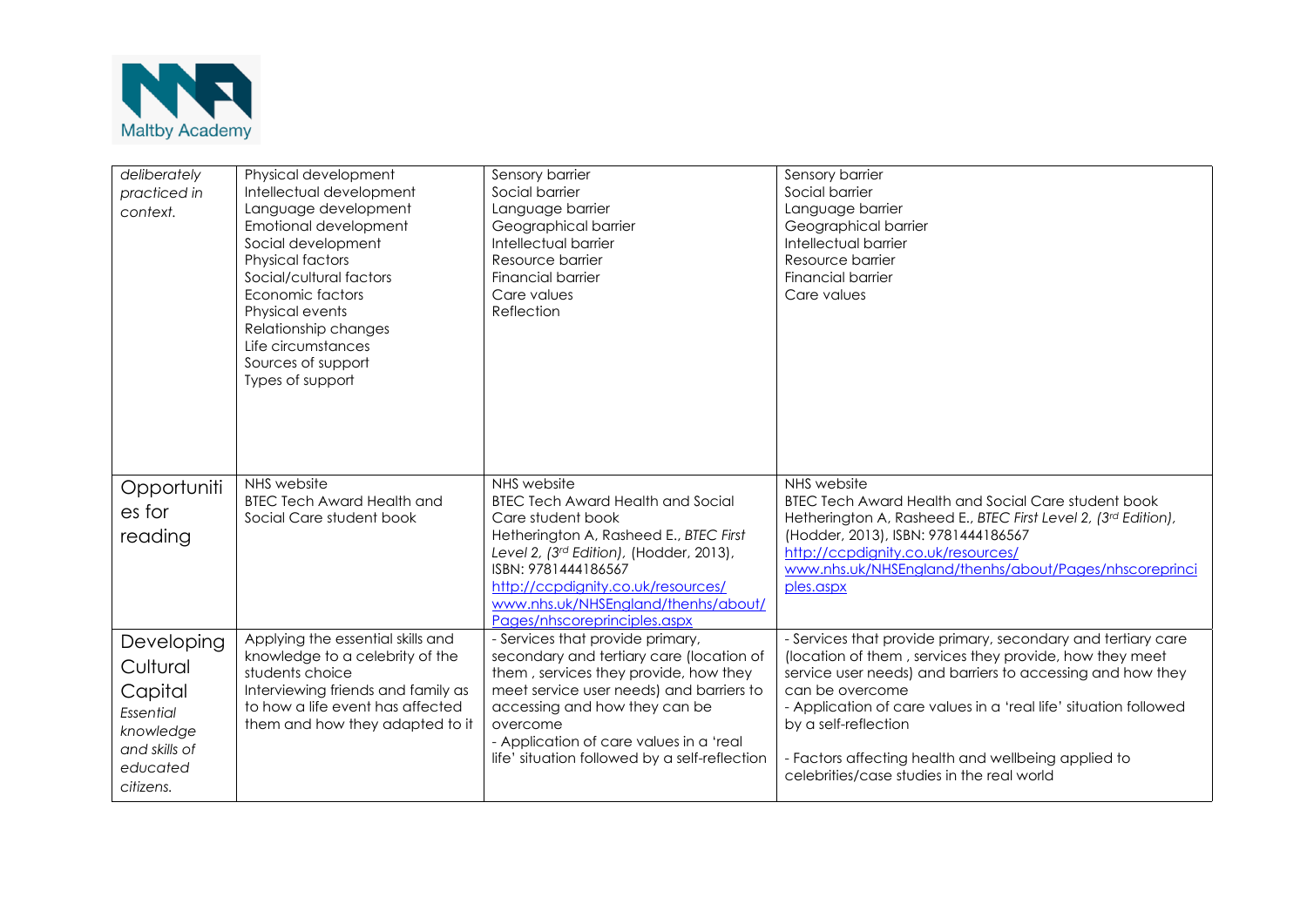| | | | |
|---|---|---|---|
| *deliberately practiced in context.* | Physical development<br>Intellectual development<br>Language development<br>Emotional development<br>Social development<br>Physical factors<br>Social/cultural factors<br>Economic factors<br>Physical events<br>Relationship changes<br>Life circumstances<br>Sources of support<br>Types of support | Sensory barrier<br>Social barrier<br>Language barrier<br>Geographical barrier<br>Intellectual barrier<br>Resource barrier<br>Financial barrier<br>Care values<br>Reflection | Sensory barrier<br>Social barrier<br>Language barrier<br>Geographical barrier<br>Intellectual barrier<br>Resource barrier<br>Financial barrier<br>Care values |
| Opportunities for reading | NHS website<br>BTEC Tech Award Health and Social Care student book | NHS website<br>BTEC Tech Award Health and Social Care student book<br>Hetherington A, Rasheed E., *BTEC First Level 2, (3rd Edition)*, (Hodder, 2013), ISBN: 9781444186567<br>[http://ccpdignity.co.uk/resources/](http://ccpdignity.co.uk/resources/)<br>[www.nhs.uk/NHSEngland/thenhs/about/Pages/nhscoreprinciples.aspx](www.nhs.uk/NHSEngland/thenhs/about/Pages/nhscoreprinciples.aspx) | NHS website<br>BTEC Tech Award Health and Social Care student book<br>Hetherington A, Rasheed E., *BTEC First Level 2, (3rd Edition)*, (Hodder, 2013), ISBN: 9781444186567<br>[http://ccpdignity.co.uk/resources/](http://ccpdignity.co.uk/resources/)<br>[www.nhs.uk/NHSEngland/thenhs/about/Pages/nhscoreprinciples.aspx](www.nhs.uk/NHSEngland/thenhs/about/Pages/nhscoreprinciples.aspx) |
| Developing Cultural Capital<br>*Essential knowledge and skills of educated citizens.* | Applying the essential skills and knowledge to a celebrity of the students choice<br>Interviewing friends and family as to how a life event has affected them and how they adapted to it | - Services that provide primary, secondary and tertiary care (location of them , services they provide, how they meet service user needs) and barriers to accessing and how they can be overcome<br>- Application of care values in a 'real life' situation followed by a self-reflection | - Services that provide primary, secondary and tertiary care (location of them , services they provide, how they meet service user needs) and barriers to accessing and how they can be overcome<br>- Application of care values in a 'real life' situation followed by a self-reflection<br><br>- Factors affecting health and wellbeing applied to celebrities/case studies in the real world |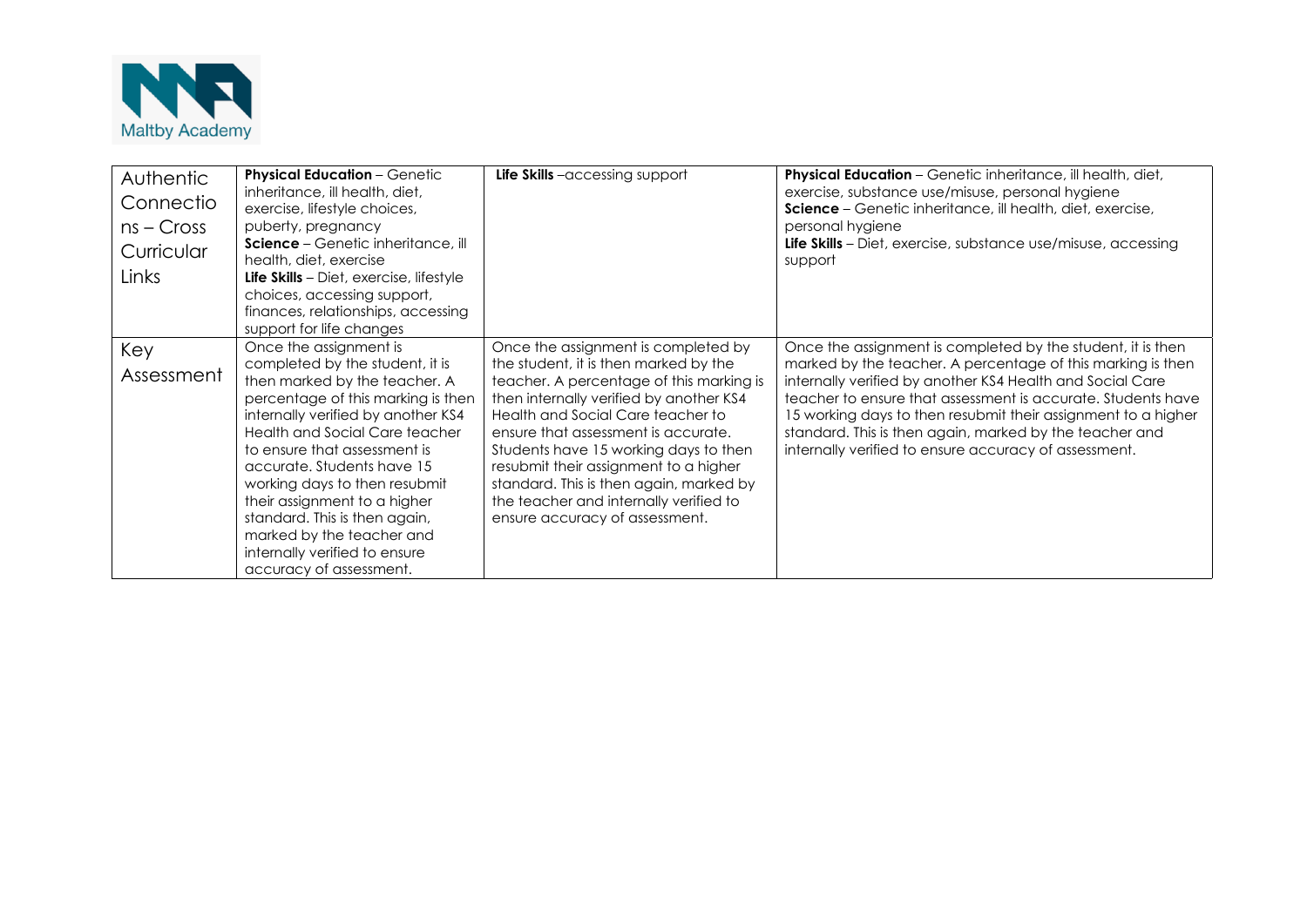| | | | |
|---|---|---|---|
| Authentic Connections – Cross Curricular Links | **Physical Education** – Genetic inheritance, ill health, diet, exercise, lifestyle choices, puberty, pregnancy<br>**Science** – Genetic inheritance, ill health, diet, exercise<br>**Life Skills** – Diet, exercise, lifestyle choices, accessing support, finances, relationships, accessing support for life changes | **Life Skills** –accessing support | **Physical Education** – Genetic inheritance, ill health, diet, exercise, substance use/misuse, personal hygiene<br>**Science** – Genetic inheritance, ill health, diet, exercise, personal hygiene<br>**Life Skills** – Diet, exercise, substance use/misuse, accessing support |
| Key Assessment | Once the assignment is completed by the student, it is then marked by the teacher. A percentage of this marking is then internally verified by another KS4 Health and Social Care teacher to ensure that assessment is accurate. Students have 15 working days to then resubmit their assignment to a higher standard. This is then again, marked by the teacher and internally verified to ensure accuracy of assessment. | Once the assignment is completed by the student, it is then marked by the teacher. A percentage of this marking is then internally verified by another KS4 Health and Social Care teacher to ensure that assessment is accurate. Students have 15 working days to then resubmit their assignment to a higher standard. This is then again, marked by the teacher and internally verified to ensure accuracy of assessment. | Once the assignment is completed by the student, it is then marked by the teacher. A percentage of this marking is then internally verified by another KS4 Health and Social Care teacher to ensure that assessment is accurate. Students have 15 working days to then resubmit their assignment to a higher standard. This is then again, marked by the teacher and internally verified to ensure accuracy of assessment. |